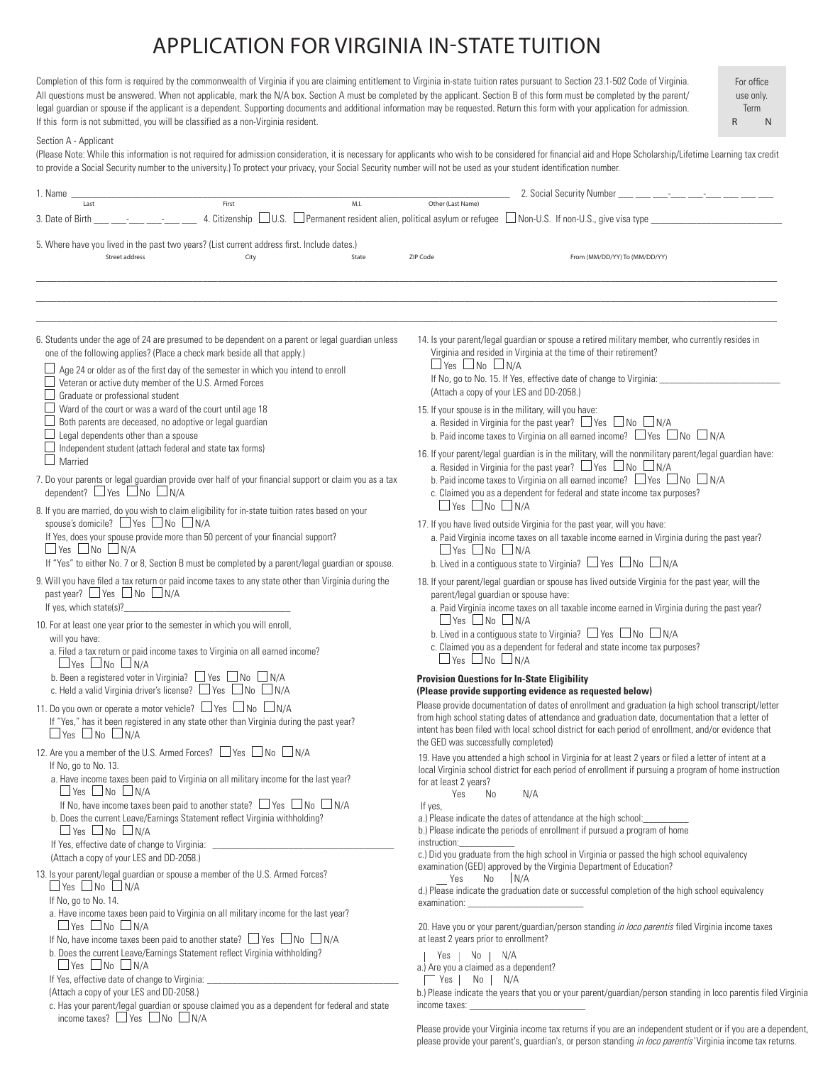# APPLICATION FOR VIRGINIA IN-STATE TUITION

Completion of this form is required by the commonwealth of Virginia if you are claiming entitlement to Virginia in-state tuition rates pursuant to Section 23.1-502 Code of Virginia. All questions must be answered. When not applicable, mark the N/A box. Section A must be completed by the applicant. Section B of this form must be completed by the parent/legal guardian or spouse if the applicant is a dependent. Supporting documents and additional information may be requested. Return this form with your application for admission. If this form is not submitted, you will be classified as a non-Virginia resident.

For office use only.
Term
R N

Section A - Applicant

(Please Note: While this information is not required for admission consideration, it is necessary for applicants who wish to be considered for financial aid and Hope Scholarship/Lifetime Learning tax credit to provide a Social Security number to the university.) To protect your privacy, your Social Security number will not be used as your student identification number.

1. Name ______________________________________________ 
   Last First M.I. Other (Last Name)

2. Social Security Number ___ ___ ___-___ ___-___ ___ ___ ___

3. Date of Birth ___ ___-___ ___-___ ___

4. Citizenship ☐ U.S. ☐ Permanent resident alien, political asylum or refugee ☐ Non-U.S. If non-U.S., give visa type ______________

5. Where have you lived in the past two years? (List current address first. Include dates.)

| Street address | City | State | ZIP Code | From (MM/DD/YY) To (MM/DD/YY) |
|---|---|---|---|---|
| | | | | |
| | | | | |
| | | | | |

6. Students under the age of 24 are presumed to be dependent on a parent or legal guardian unless one of the following applies? (Place a check mark beside all that apply.)
   - ☐ Age 24 or older as of the first day of the semester in which you intend to enroll
   - ☐ Veteran or active duty member of the U.S. Armed Forces
   - ☐ Graduate or professional student
   - ☐ Ward of the court or was a ward of the court until age 18
   - ☐ Both parents are deceased, no adoptive or legal guardian
   - ☐ Legal dependents other than a spouse
   - ☐ Independent student (attach federal and state tax forms)
   - ☐ Married

7. Do your parents or legal guardian provide over half of your financial support or claim you as a tax dependent? ☐ Yes ☐ No ☐ N/A

8. If you are married, do you wish to claim eligibility for in-state tuition rates based on your spouse's domicile? ☐ Yes ☐ No ☐ N/A
   If Yes, does your spouse provide more than 50 percent of your financial support?
   ☐ Yes ☐ No ☐ N/A
   If "Yes" to either No. 7 or 8, Section B must be completed by a parent/legal guardian or spouse.

9. Will you have filed a tax return or paid income taxes to any state other than Virginia during the past year? ☐ Yes ☐ No ☐ N/A
   If yes, which state(s)?______________________

10. For at least one year prior to the semester in which you will enroll, will you have:
    a. Filed a tax return or paid income taxes to Virginia on all earned income?
       ☐ Yes ☐ No ☐ N/A
    b. Been a registered voter in Virginia? ☐ Yes ☐ No ☐ N/A
    c. Held a valid Virginia driver's license? ☐ Yes ☐ No ☐ N/A

11. Do you own or operate a motor vehicle? ☐ Yes ☐ No ☐ N/A
    If "Yes," has it been registered in any state other than Virginia during the past year?
    ☐ Yes ☐ No ☐ N/A

12. Are you a member of the U.S. Armed Forces? ☐ Yes ☐ No ☐ N/A
    If No, go to No. 13.
    a. Have income taxes been paid to Virginia on all military income for the last year?
       ☐ Yes ☐ No ☐ N/A
       If No, have income taxes been paid to another state? ☐ Yes ☐ No ☐ N/A
    b. Does the current Leave/Earnings Statement reflect Virginia withholding?
       ☐ Yes ☐ No ☐ N/A
       If Yes, effective date of change to Virginia: ______________________
       (Attach a copy of your LES and DD-2058.)

13. Is your parent/legal guardian or spouse a member of the U.S. Armed Forces?
    ☐ Yes ☐ No ☐ N/A
    If No, go to No. 14.
    a. Have income taxes been paid to Virginia on all military income for the last year?
       ☐ Yes ☐ No ☐ N/A
       If No, have income taxes been paid to another state? ☐ Yes ☐ No ☐ N/A
    b. Does the current Leave/Earnings Statement reflect Virginia withholding?
       ☐ Yes ☐ No ☐ N/A
       If Yes, effective date of change to Virginia: ______________________
       (Attach a copy of your LES and DD-2058.)
    c. Has your parent/legal guardian or spouse claimed you as a dependent for federal and state income taxes? ☐ Yes ☐ No ☐ N/A

14. Is your parent/legal guardian or spouse a retired military member, who currently resides in Virginia and resided in Virginia at the time of their retirement?
    ☐ Yes ☐ No ☐ N/A
    If No, go to No. 15. If Yes, effective date of change to Virginia: ______________
    (Attach a copy of your LES and DD-2058.)

15. If your spouse is in the military, will you have:
    a. Resided in Virginia for the past year? ☐ Yes ☐ No ☐ N/A
    b. Paid income taxes to Virginia on all earned income? ☐ Yes ☐ No ☐ N/A

16. If your parent/legal guardian is in the military, will the nonmilitary parent/legal guardian have:
    a. Resided in Virginia for the past year? ☐ Yes ☐ No ☐ N/A
    b. Paid income taxes to Virginia on all earned income? ☐ Yes ☐ No ☐ N/A
    c. Claimed you as a dependent for federal and state income tax purposes?
       ☐ Yes ☐ No ☐ N/A

17. If you have lived outside Virginia for the past year, will you have:
    a. Paid Virginia income taxes on all taxable income earned in Virginia during the past year?
       ☐ Yes ☐ No ☐ N/A
    b. Lived in a contiguous state to Virginia? ☐ Yes ☐ No ☐ N/A

18. If your parent/legal guardian or spouse has lived outside Virginia for the past year, will the parent/legal guardian or spouse have:
    a. Paid Virginia income taxes on all taxable income earned in Virginia during the past year?
       ☐ Yes ☐ No ☐ N/A
    b. Lived in a contiguous state to Virginia? ☐ Yes ☐ No ☐ N/A
    c. Claimed you as a dependent for federal and state income tax purposes?
       ☐ Yes ☐ No ☐ N/A

**Provision Questions for In-State Eligibility**
**(Please provide supporting evidence as requested below)**

Please provide documentation of dates of enrollment and graduation (a high school transcript/letter from high school stating dates of attendance and graduation date, documentation that a letter of intent has been filed with local school district for each period of enrollment, and/or evidence that the GED was successfully completed)

19. Have you attended a high school in Virginia for at least 2 years or filed a letter of intent at a local Virginia school district for each period of enrollment if pursuing a program of home instruction for at least 2 years?
    Yes No N/A
    If yes,
    a.) Please indicate the dates of attendance at the high school:__________
    b.) Please indicate the periods of enrollment if pursued a program of home instruction:____________
    c.) Did you graduate from the high school in Virginia or passed the high school equivalency examination (GED) approved by the Virginia Department of Education?
    __ Yes No | N/A
    d.) Please indicate the graduation date or successful completion of the high school equivalency examination: ________________________

20. Have you or your parent/guardian/person standing *in loco parentis* filed Virginia income taxes at least 2 years prior to enrollment?
    | Yes | No | N/A
    a.) Are you a claimed as a dependent?
    Yes | No | N/A
    b.) Please indicate the years that you or your parent/guardian/person standing in loco parentis filed Virginia income taxes: ________________________

Please provide your Virginia income tax returns if you are an independent student or if you are a dependent, please provide your parent's, guardian's, or person standing *in loco parentis'* Virginia income tax returns.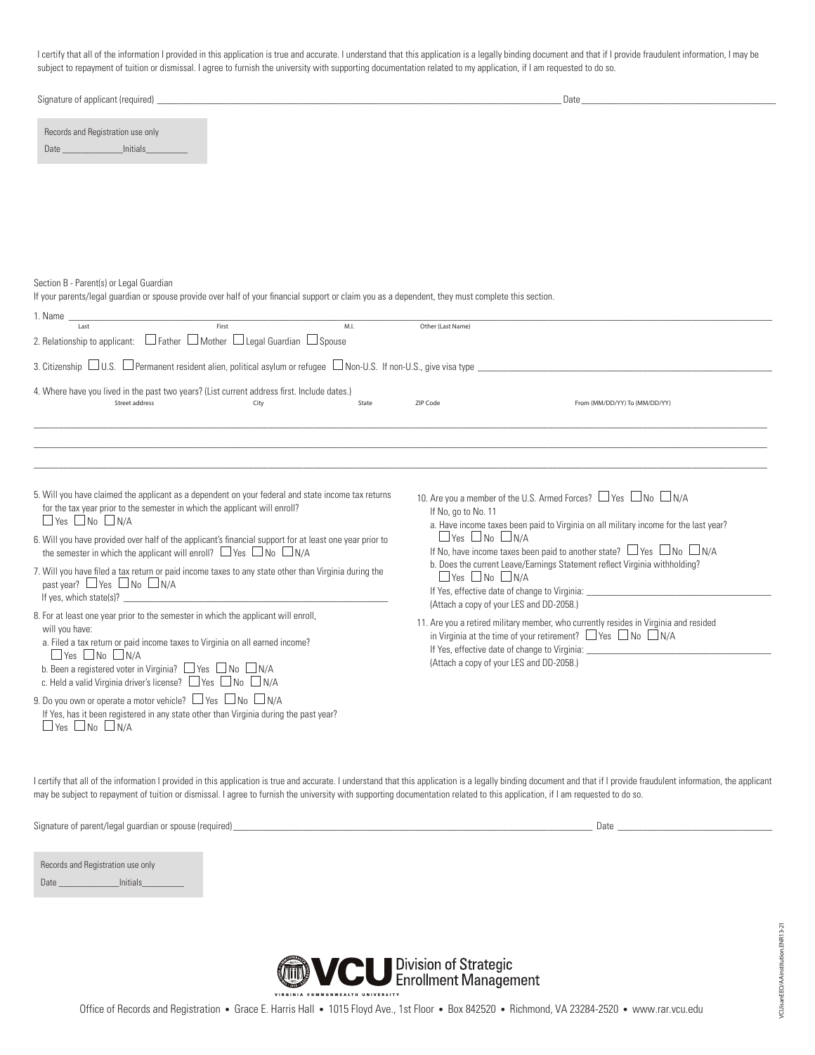I certify that all of the information I provided in this application is true and accurate. I understand that this application is a legally binding document and that if I provide fraudulent information, I may be subject to repayment of tuition or dismissal. I agree to furnish the university with supporting documentation related to my application, if I am requested to do so.

Signature of applicant (required) ______________________________ Date ______________________________

Records and Registration use only
Date ______________ Initials __________

## Section B - Parent(s) or Legal Guardian

If your parents/legal guardian or spouse provide over half of your financial support or claim you as a dependent, they must complete this section.

1. Name ______________________________
   Last First M.I. Other (Last Name)

2. Relationship to applicant: ☐ Father ☐ Mother ☐ Legal Guardian ☐ Spouse

3. Citizenship ☐ U.S. ☐ Permanent resident alien, political asylum or refugee ☐ Non-U.S. If non-U.S., give visa type ______________________________

4. Where have you lived in the past two years? (List current address first. Include dates.)

| Street address | City | State | ZIP Code | From (MM/DD/YY) To (MM/DD/YY) |
|---|---|---|---|---|
| | | | | |
| | | | | |
| | | | | |

5. Will you have claimed the applicant as a dependent on your federal and state income tax returns for the tax year prior to the semester in which the applicant will enroll?
   ☐ Yes ☐ No ☐ N/A

6. Will you have provided over half of the applicant's financial support for at least one year prior to the semester in which the applicant will enroll? ☐ Yes ☐ No ☐ N/A

7. Will you have filed a tax return or paid income taxes to any state other than Virginia during the past year? ☐ Yes ☐ No ☐ N/A
   If yes, which state(s)? ______________________________

8. For at least one year prior to the semester in which the applicant will enroll, will you have:
   a. Filed a tax return or paid income taxes to Virginia on all earned income?
      ☐ Yes ☐ No ☐ N/A
   b. Been a registered voter in Virginia? ☐ Yes ☐ No ☐ N/A
   c. Held a valid Virginia driver's license? ☐ Yes ☐ No ☐ N/A

9. Do you own or operate a motor vehicle? ☐ Yes ☐ No ☐ N/A
   If Yes, has it been registered in any state other than Virginia during the past year?
   ☐ Yes ☐ No ☐ N/A

10. Are you a member of the U.S. Armed Forces? ☐ Yes ☐ No ☐ N/A
    If No, go to No. 11
    a. Have income taxes been paid to Virginia on all military income for the last year?
       ☐ Yes ☐ No ☐ N/A
       If No, have income taxes been paid to another state? ☐ Yes ☐ No ☐ N/A
    b. Does the current Leave/Earnings Statement reflect Virginia withholding?
       ☐ Yes ☐ No ☐ N/A
       If Yes, effective date of change to Virginia: ______________________________
       (Attach a copy of your LES and DD-2058.)

11. Are you a retired military member, who currently resides in Virginia and resided in Virginia at the time of your retirement? ☐ Yes ☐ No ☐ N/A
    If Yes, effective date of change to Virginia: ______________________________
    (Attach a copy of your LES and DD-2058.)

I certify that all of the information I provided in this application is true and accurate. I understand that this application is a legally binding document and that if I provide fraudulent information, the applicant may be subject to repayment of tuition or dismissal. I agree to furnish the university with supporting documentation related to this application, if I am requested to do so.

Signature of parent/legal guardian or spouse (required) ______________________________ Date ______________________________

Records and Registration use only
Date ______________ Initials __________

VCU Division of Strategic Enrollment Management

Office of Records and Registration • Grace E. Harris Hall • 1015 Floyd Ave., 1st Floor • Box 842520 • Richmond, VA 23284-2520 • www.rar.vcu.edu

VCUisanEEO/AAinstitution.ENR13-21